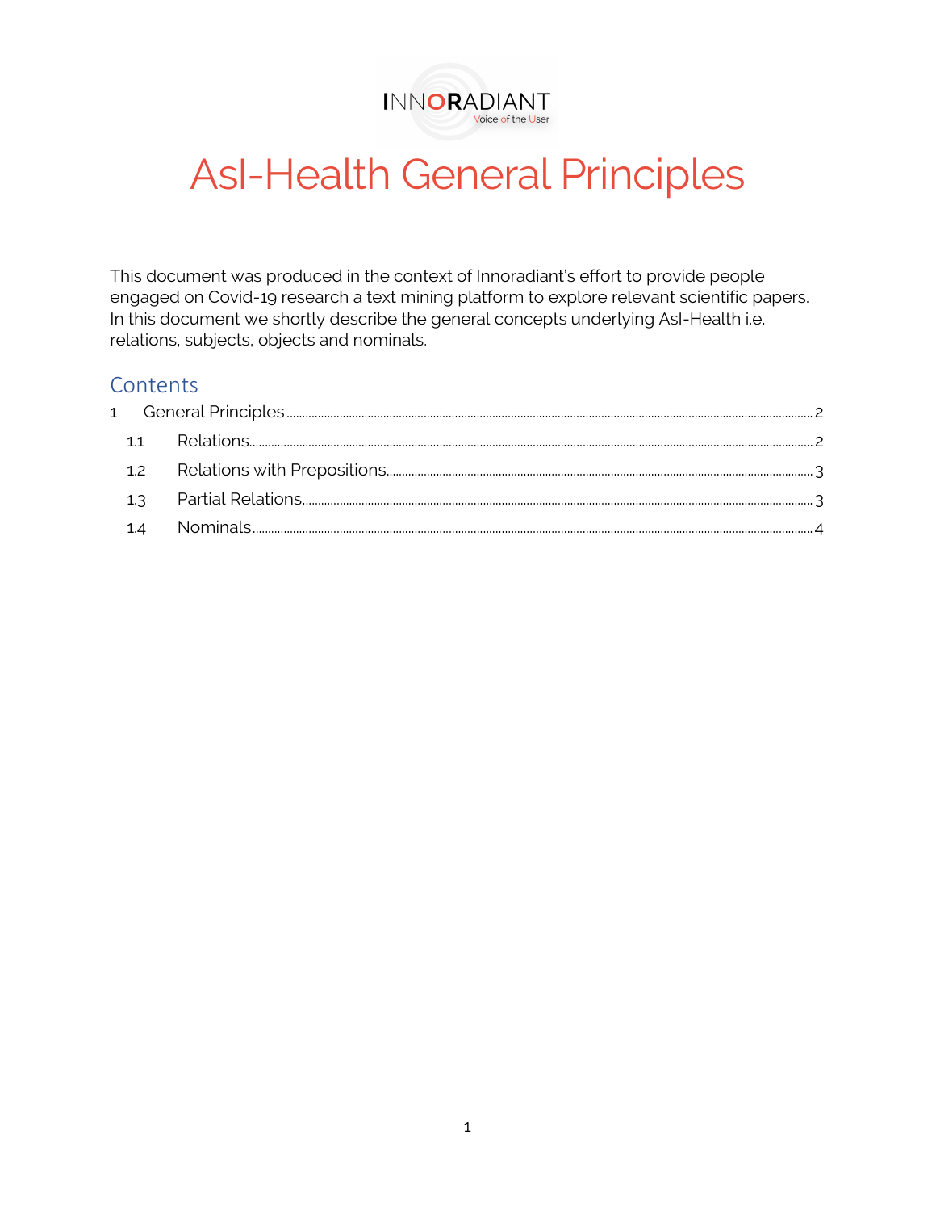# AsI-Health General Principles

This document was produced in the context of Innoradiant's effort to provide people engaged on Covid-19 research a text mining platform to explore relevant scientific papers. In this document we shortly describe the general concepts underlying AsI-Health i.e. relations, subjects, objects and nominals.

## Contents

1 General Principles ..... 2

- 1.1 Relations ..... 2
- 1.2 Relations with Prepositions ..... 3
- 1.3 Partial Relations ..... 3
- 1.4 Nominals ..... 4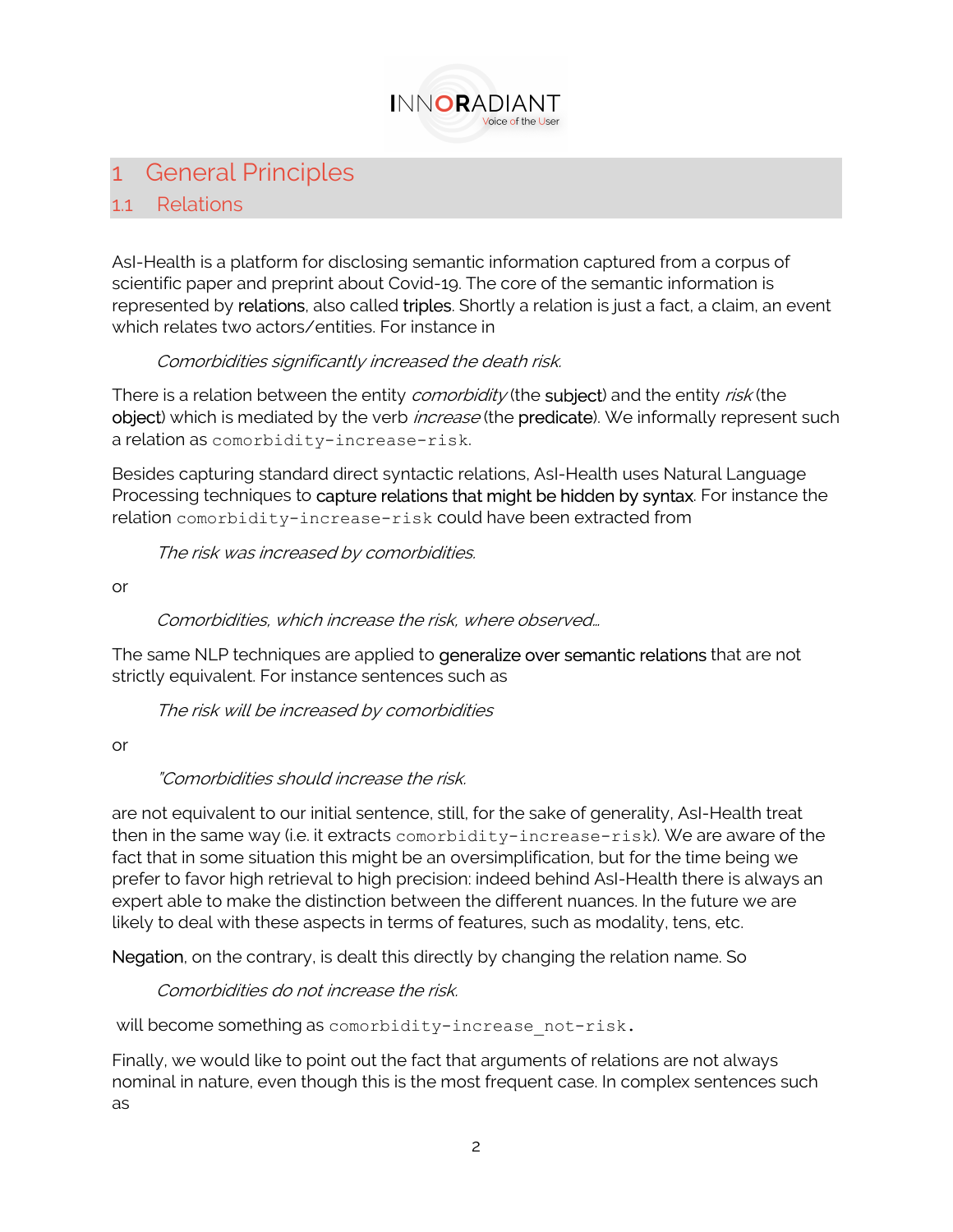# 1 General Principles

## 1.1 Relations

AsI-Health is a platform for disclosing semantic information captured from a corpus of scientific paper and preprint about Covid-19. The core of the semantic information is represented by **relations**, also called **triples**. Shortly a relation is just a fact, a claim, an event which relates two actors/entities. For instance in

> *Comorbidities significantly increased the death risk.*

There is a relation between the entity *comorbidity* (the **subject**) and the entity *risk* (the **object**) which is mediated by the verb *increase* (the **predicate**). We informally represent such a relation as `comorbidity-increase-risk`.

Besides capturing standard direct syntactic relations, AsI-Health uses Natural Language Processing techniques to **capture relations that might be hidden by syntax**. For instance the relation `comorbidity-increase-risk` could have been extracted from

> *The risk was increased by comorbidities.*

or

> *Comorbidities, which increase the risk, where observed…*

The same NLP techniques are applied to **generalize over semantic relations** that are not strictly equivalent. For instance sentences such as

> *The risk will be increased by comorbidities*

or

> *"Comorbidities should increase the risk.*

are not equivalent to our initial sentence, still, for the sake of generality, AsI-Health treat then in the same way (i.e. it extracts `comorbidity-increase-risk`). We are aware of the fact that in some situation this might be an oversimplification, but for the time being we prefer to favor high retrieval to high precision: indeed behind AsI-Health there is always an expert able to make the distinction between the different nuances. In the future we are likely to deal with these aspects in terms of features, such as modality, tens, etc.

**Negation**, on the contrary, is dealt this directly by changing the relation name. So

> *Comorbidities do not increase the risk.*

will become something as `comorbidity-increase_not-risk.`

Finally, we would like to point out the fact that arguments of relations are not always nominal in nature, even though this is the most frequent case. In complex sentences such as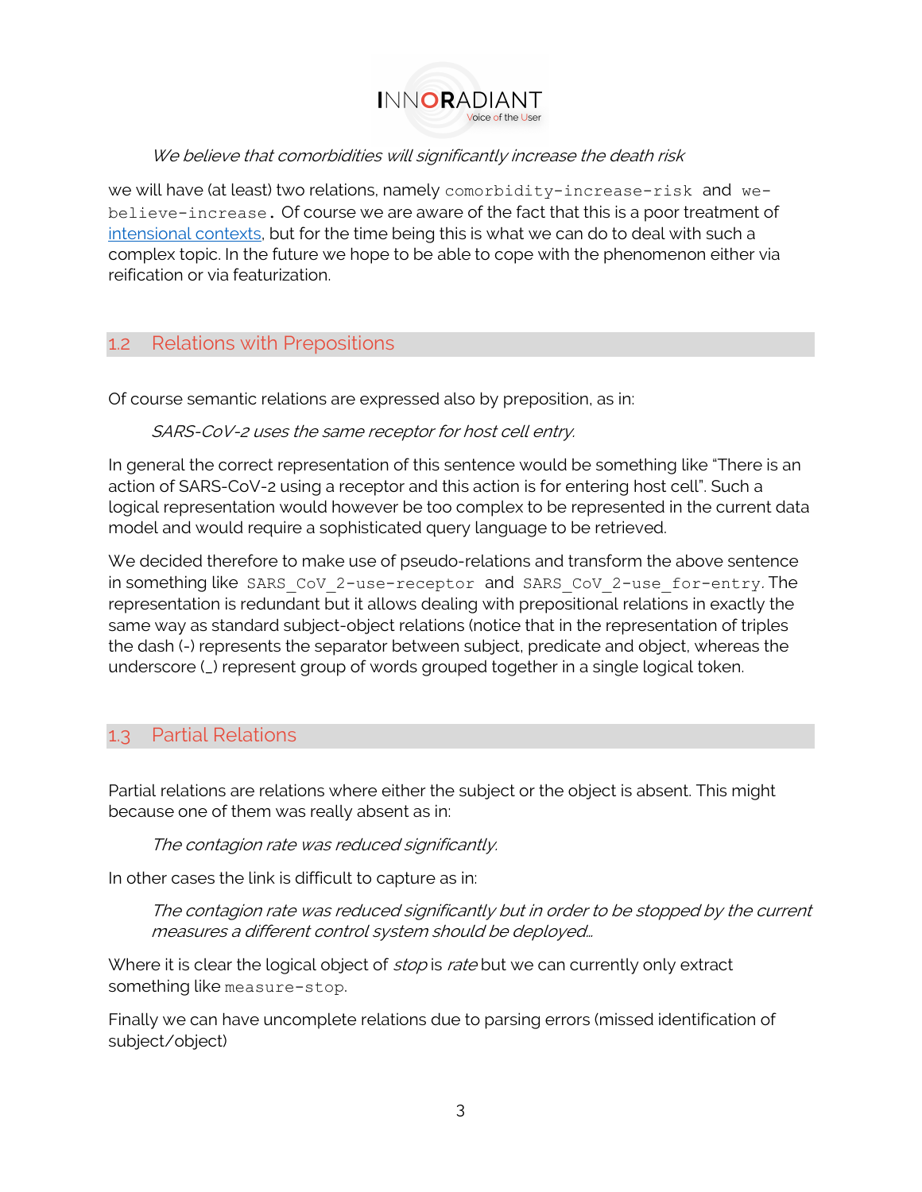*We believe that comorbidities will significantly increase the death risk*

we will have (at least) two relations, namely `comorbidity-increase-risk` and `we-believe-increase`. Of course we are aware of the fact that this is a poor treatment of intensional contexts, but for the time being this is what we can do to deal with such a complex topic. In the future we hope to be able to cope with the phenomenon either via reification or via featurization.

## 1.2 Relations with Prepositions

Of course semantic relations are expressed also by preposition, as in:

*SARS-CoV-2 uses the same receptor for host cell entry.*

In general the correct representation of this sentence would be something like "There is an action of SARS-CoV-2 using a receptor and this action is for entering host cell". Such a logical representation would however be too complex to be represented in the current data model and would require a sophisticated query language to be retrieved.

We decided therefore to make use of pseudo-relations and transform the above sentence in something like `SARS_CoV_2-use-receptor` and `SARS_CoV_2-use_for-entry`. The representation is redundant but it allows dealing with prepositional relations in exactly the same way as standard subject-object relations (notice that in the representation of triples the dash (-) represents the separator between subject, predicate and object, whereas the underscore (_) represent group of words grouped together in a single logical token.

## 1.3 Partial Relations

Partial relations are relations where either the subject or the object is absent. This might because one of them was really absent as in:

*The contagion rate was reduced significantly.*

In other cases the link is difficult to capture as in:

*The contagion rate was reduced significantly but in order to be stopped by the current measures a different control system should be deployed…*

Where it is clear the logical object of *stop* is *rate* but we can currently only extract something like `measure-stop`.

Finally we can have uncomplete relations due to parsing errors (missed identification of subject/object)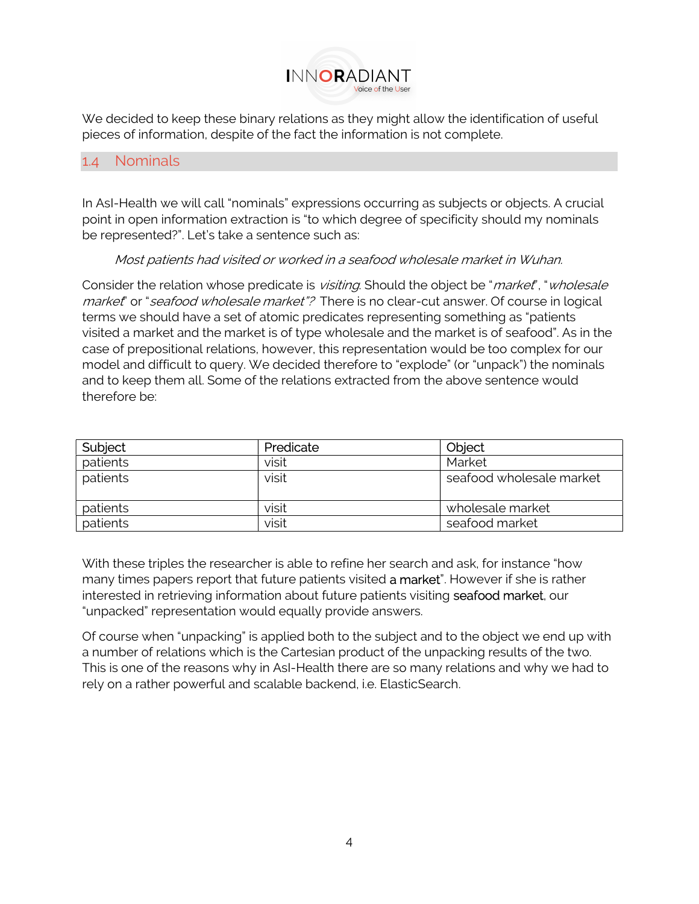We decided to keep these binary relations as they might allow the identification of useful pieces of information, despite of the fact the information is not complete.

## 1.4 Nominals

In AsI-Health we will call "nominals" expressions occurring as subjects or objects. A crucial point in open information extraction is "to which degree of specificity should my nominals be represented?". Let's take a sentence such as:

> *Most patients had visited or worked in a seafood wholesale market in Wuhan.*

Consider the relation whose predicate is *visiting*. Should the object be "*market*", "*wholesale market*" or "*seafood wholesale market*"? There is no clear-cut answer. Of course in logical terms we should have a set of atomic predicates representing something as "patients visited a market and the market is of type wholesale and the market is of seafood". As in the case of prepositional relations, however, this representation would be too complex for our model and difficult to query. We decided therefore to "explode" (or "unpack") the nominals and to keep them all. Some of the relations extracted from the above sentence would therefore be:

| Subject | Predicate | Object |
|---|---|---|
| patients | visit | Market |
| patients | visit | seafood wholesale market |
| patients | visit | wholesale market |
| patients | visit | seafood market |

With these triples the researcher is able to refine her search and ask, for instance "how many times papers report that future patients visited a market". However if she is rather interested in retrieving information about future patients visiting seafood market, our "unpacked" representation would equally provide answers.

Of course when "unpacking" is applied both to the subject and to the object we end up with a number of relations which is the Cartesian product of the unpacking results of the two. This is one of the reasons why in AsI-Health there are so many relations and why we had to rely on a rather powerful and scalable backend, i.e. ElasticSearch.